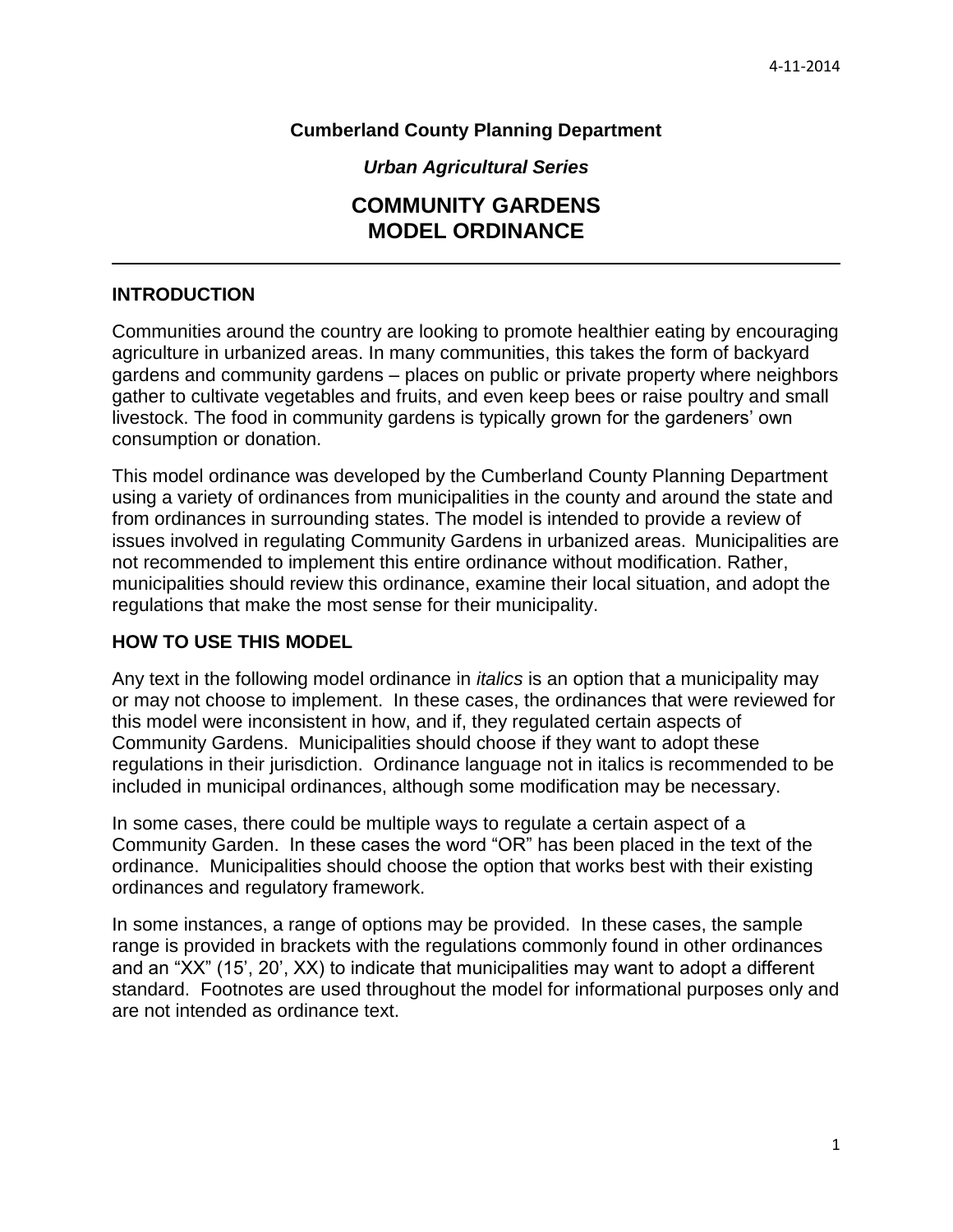4-11-2014

**Cumberland County Planning Department**

***Urban Agricultural Series***

# COMMUNITY GARDENS MODEL ORDINANCE

---

## INTRODUCTION

Communities around the country are looking to promote healthier eating by encouraging agriculture in urbanized areas. In many communities, this takes the form of backyard gardens and community gardens – places on public or private property where neighbors gather to cultivate vegetables and fruits, and even keep bees or raise poultry and small livestock. The food in community gardens is typically grown for the gardeners' own consumption or donation.

This model ordinance was developed by the Cumberland County Planning Department using a variety of ordinances from municipalities in the county and around the state and from ordinances in surrounding states. The model is intended to provide a review of issues involved in regulating Community Gardens in urbanized areas. Municipalities are not recommended to implement this entire ordinance without modification. Rather, municipalities should review this ordinance, examine their local situation, and adopt the regulations that make the most sense for their municipality.

## HOW TO USE THIS MODEL

Any text in the following model ordinance in *italics* is an option that a municipality may or may not choose to implement. In these cases, the ordinances that were reviewed for this model were inconsistent in how, and if, they regulated certain aspects of Community Gardens. Municipalities should choose if they want to adopt these regulations in their jurisdiction. Ordinance language not in italics is recommended to be included in municipal ordinances, although some modification may be necessary.

In some cases, there could be multiple ways to regulate a certain aspect of a Community Garden. In these cases the word "OR" has been placed in the text of the ordinance. Municipalities should choose the option that works best with their existing ordinances and regulatory framework.

In some instances, a range of options may be provided. In these cases, the sample range is provided in brackets with the regulations commonly found in other ordinances and an "XX" (15', 20', XX) to indicate that municipalities may want to adopt a different standard. Footnotes are used throughout the model for informational purposes only and are not intended as ordinance text.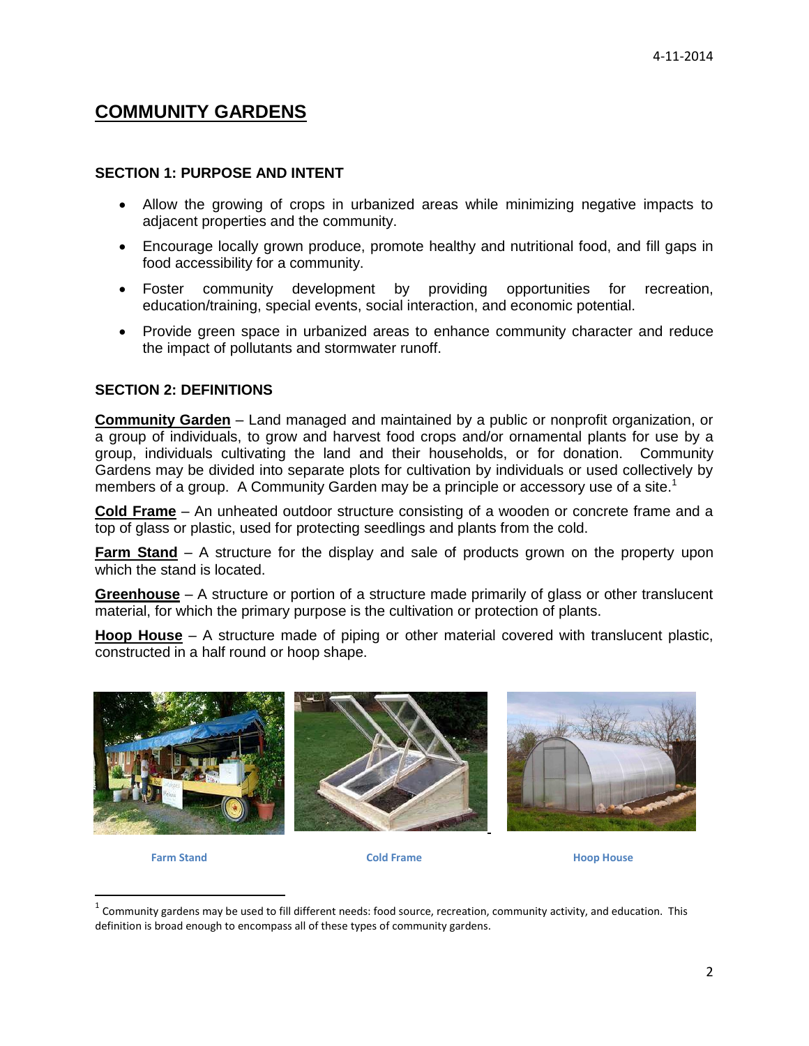# COMMUNITY GARDENS

### SECTION 1: PURPOSE AND INTENT

- Allow the growing of crops in urbanized areas while minimizing negative impacts to adjacent properties and the community.
- Encourage locally grown produce, promote healthy and nutritional food, and fill gaps in food accessibility for a community.
- Foster community development by providing opportunities for recreation, education/training, special events, social interaction, and economic potential.
- Provide green space in urbanized areas to enhance community character and reduce the impact of pollutants and stormwater runoff.

### SECTION 2: DEFINITIONS

**Community Garden** – Land managed and maintained by a public or nonprofit organization, or a group of individuals, to grow and harvest food crops and/or ornamental plants for use by a group, individuals cultivating the land and their households, or for donation. Community Gardens may be divided into separate plots for cultivation by individuals or used collectively by members of a group. A Community Garden may be a principle or accessory use of a site.[1]

**Cold Frame** – An unheated outdoor structure consisting of a wooden or concrete frame and a top of glass or plastic, used for protecting seedlings and plants from the cold.

**Farm Stand** – A structure for the display and sale of products grown on the property upon which the stand is located.

**Greenhouse** – A structure or portion of a structure made primarily of glass or other translucent material, for which the primary purpose is the cultivation or protection of plants.

**Hoop House** – A structure made of piping or other material covered with translucent plastic, constructed in a half round or hoop shape.

Farm Stand

Cold Frame

Hoop House

[1] Community gardens may be used to fill different needs: food source, recreation, community activity, and education. This definition is broad enough to encompass all of these types of community gardens.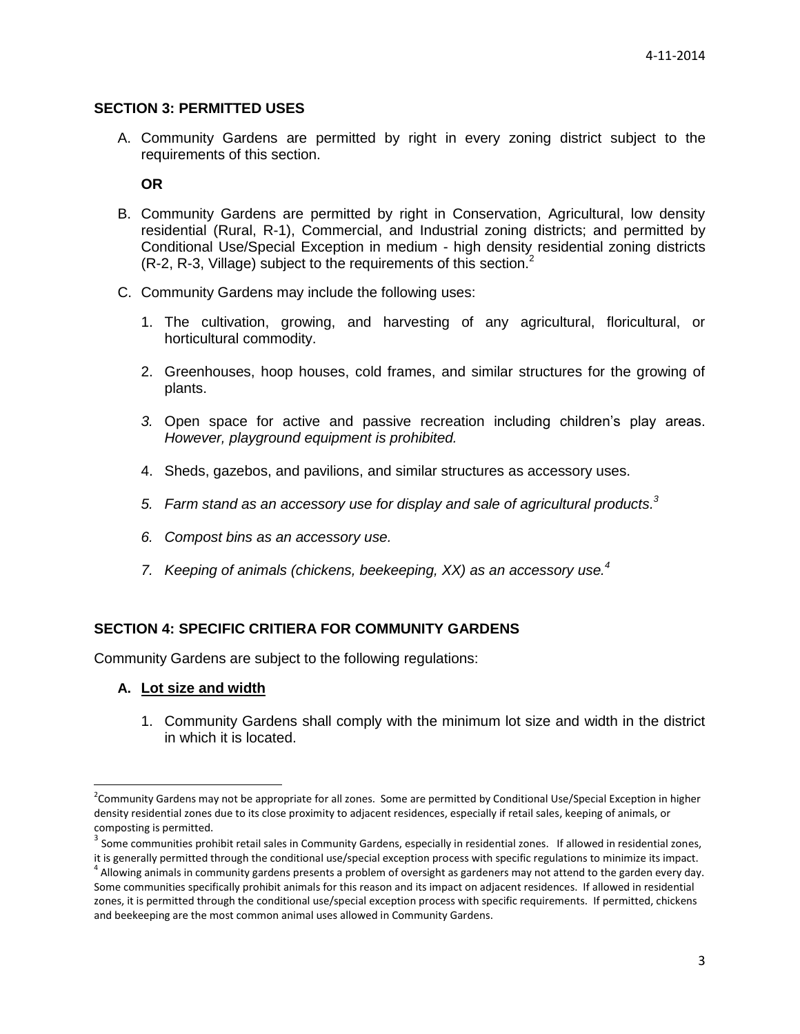## SECTION 3: PERMITTED USES

A. Community Gardens are permitted by right in every zoning district subject to the requirements of this section.

**OR**

B. Community Gardens are permitted by right in Conservation, Agricultural, low density residential (Rural, R-1), Commercial, and Industrial zoning districts; and permitted by Conditional Use/Special Exception in medium - high density residential zoning districts (R-2, R-3, Village) subject to the requirements of this section.[2]

C. Community Gardens may include the following uses:

1. The cultivation, growing, and harvesting of any agricultural, floricultural, or horticultural commodity.

2. Greenhouses, hoop houses, cold frames, and similar structures for the growing of plants.

3. Open space for active and passive recreation including children's play areas. *However, playground equipment is prohibited.*

4. Sheds, gazebos, and pavilions, and similar structures as accessory uses.

5. *Farm stand as an accessory use for display and sale of agricultural products.*[3]

6. *Compost bins as an accessory use.*

7. *Keeping of animals (chickens, beekeeping, XX) as an accessory use.*[4]

## SECTION 4: SPECIFIC CRITIERA FOR COMMUNITY GARDENS

Community Gardens are subject to the following regulations:

### A. Lot size and width

1. Community Gardens shall comply with the minimum lot size and width in the district in which it is located.

---

[2] Community Gardens may not be appropriate for all zones. Some are permitted by Conditional Use/Special Exception in higher density residential zones due to its close proximity to adjacent residences, especially if retail sales, keeping of animals, or composting is permitted.

[3] Some communities prohibit retail sales in Community Gardens, especially in residential zones. If allowed in residential zones, it is generally permitted through the conditional use/special exception process with specific regulations to minimize its impact.

[4] Allowing animals in community gardens presents a problem of oversight as gardeners may not attend to the garden every day. Some communities specifically prohibit animals for this reason and its impact on adjacent residences. If allowed in residential zones, it is permitted through the conditional use/special exception process with specific requirements. If permitted, chickens and beekeeping are the most common animal uses allowed in Community Gardens.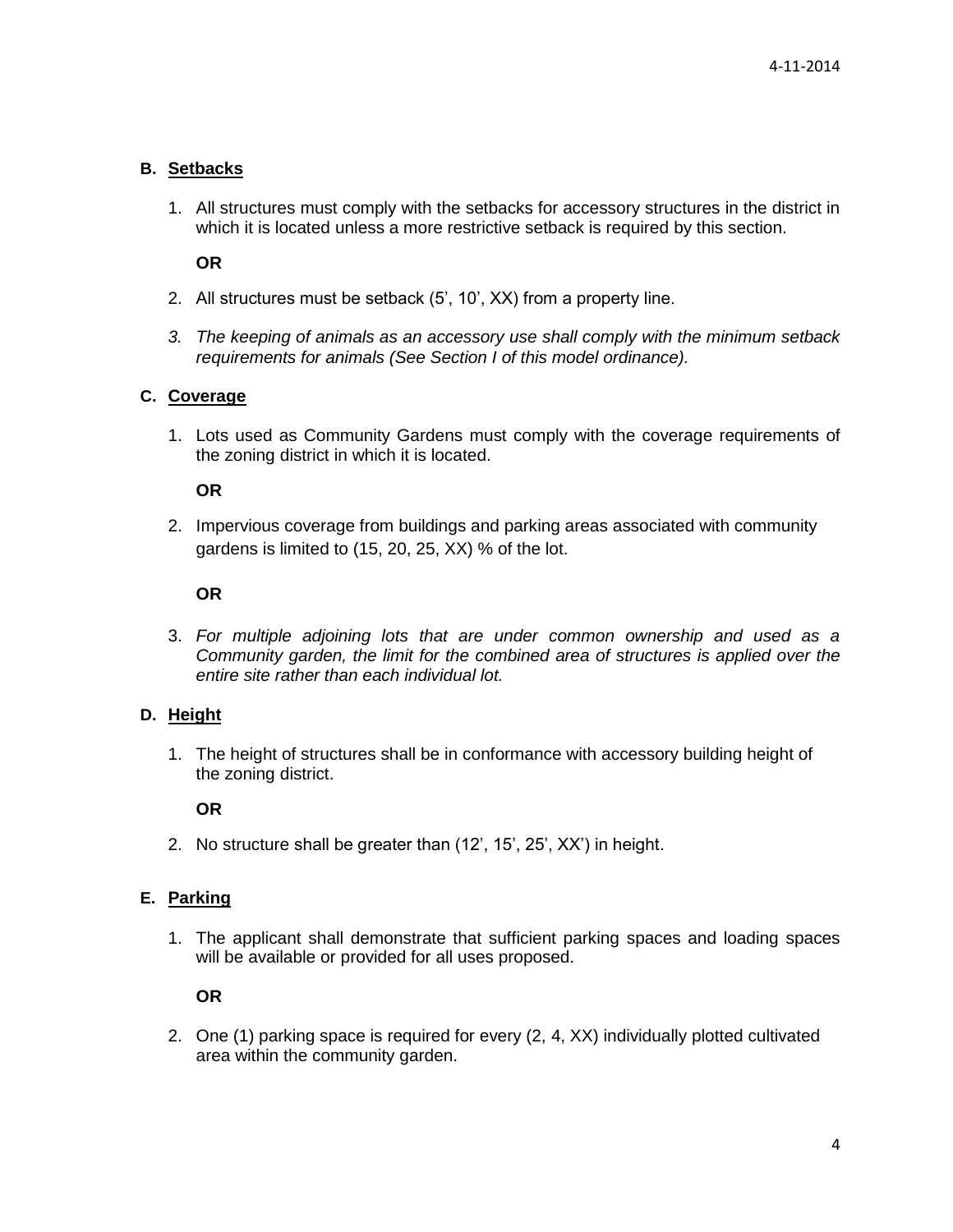## B. Setbacks

1. All structures must comply with the setbacks for accessory structures in the district in which it is located unless a more restrictive setback is required by this section.

   **OR**

2. All structures must be setback (5', 10', XX) from a property line.
3. *The keeping of animals as an accessory use shall comply with the minimum setback requirements for animals (See Section I of this model ordinance).*

## C. Coverage

1. Lots used as Community Gardens must comply with the coverage requirements of the zoning district in which it is located.

   **OR**

2. Impervious coverage from buildings and parking areas associated with community gardens is limited to (15, 20, 25, XX) % of the lot.

   **OR**

3. *For multiple adjoining lots that are under common ownership and used as a Community garden, the limit for the combined area of structures is applied over the entire site rather than each individual lot.*

## D. Height

1. The height of structures shall be in conformance with accessory building height of the zoning district.

   **OR**

2. No structure shall be greater than (12', 15', 25', XX') in height.

## E. Parking

1. The applicant shall demonstrate that sufficient parking spaces and loading spaces will be available or provided for all uses proposed.

   **OR**

2. One (1) parking space is required for every (2, 4, XX) individually plotted cultivated area within the community garden.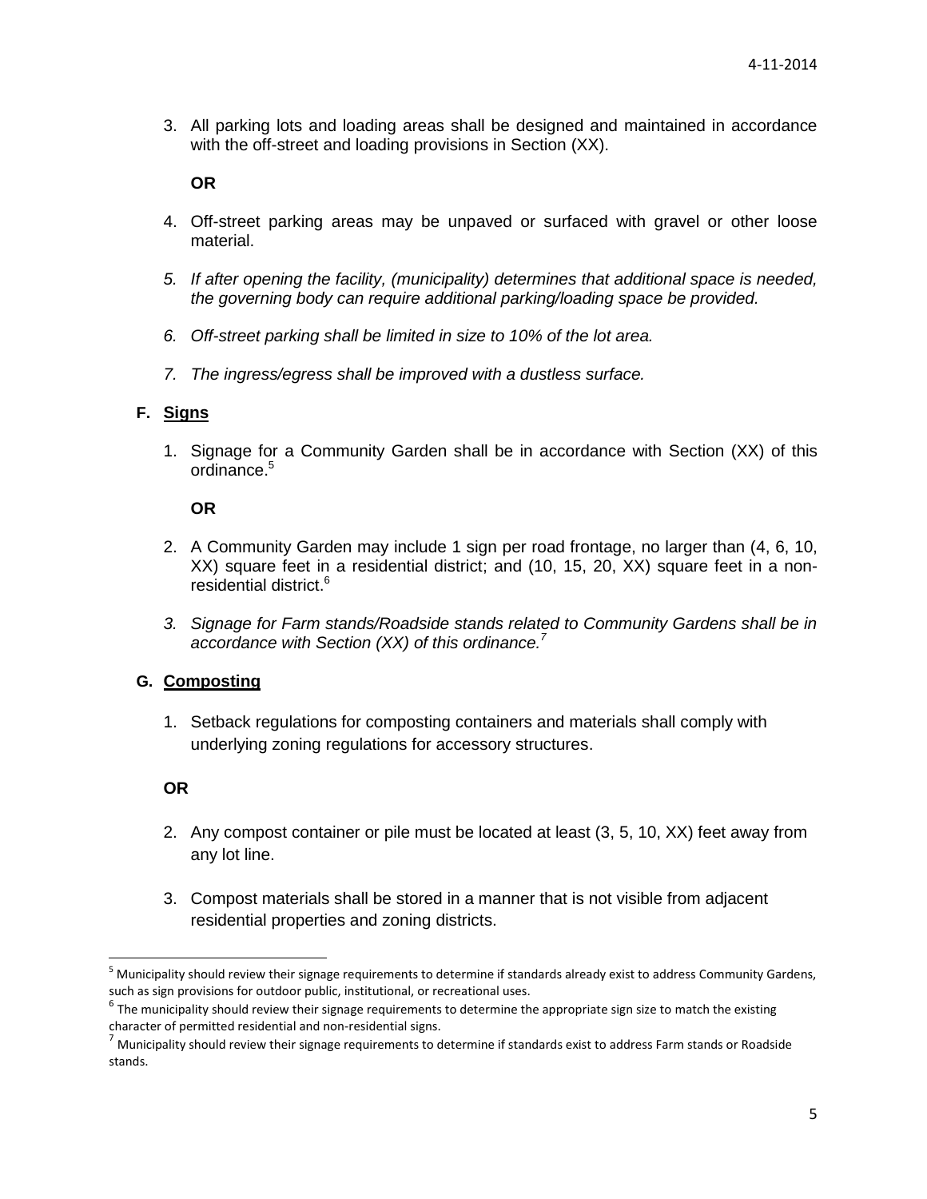3. All parking lots and loading areas shall be designed and maintained in accordance with the off-street and loading provisions in Section (XX).

   **OR**

4. Off-street parking areas may be unpaved or surfaced with gravel or other loose material.

5. *If after opening the facility, (municipality) determines that additional space is needed, the governing body can require additional parking/loading space be provided.*

6. *Off-street parking shall be limited in size to 10% of the lot area.*

7. *The ingress/egress shall be improved with a dustless surface.*

**F. Signs**

1. Signage for a Community Garden shall be in accordance with Section (XX) of this ordinance.[5]

   **OR**

2. A Community Garden may include 1 sign per road frontage, no larger than (4, 6, 10, XX) square feet in a residential district; and (10, 15, 20, XX) square feet in a non-residential district.[6]

3. *Signage for Farm stands/Roadside stands related to Community Gardens shall be in accordance with Section (XX) of this ordinance.*[7]

**G. Composting**

1. Setback regulations for composting containers and materials shall comply with underlying zoning regulations for accessory structures.

**OR**

2. Any compost container or pile must be located at least (3, 5, 10, XX) feet away from any lot line.

3. Compost materials shall be stored in a manner that is not visible from adjacent residential properties and zoning districts.

---

[5] Municipality should review their signage requirements to determine if standards already exist to address Community Gardens, such as sign provisions for outdoor public, institutional, or recreational uses.

[6] The municipality should review their signage requirements to determine the appropriate sign size to match the existing character of permitted residential and non-residential signs.

[7] Municipality should review their signage requirements to determine if standards exist to address Farm stands or Roadside stands.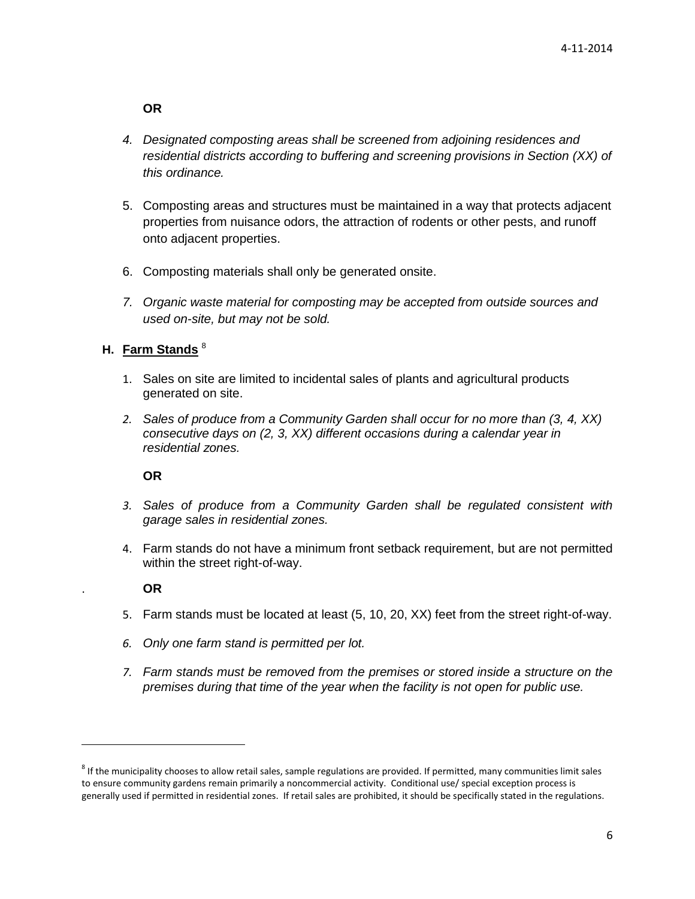**OR**

4. *Designated composting areas shall be screened from adjoining residences and residential districts according to buffering and screening provisions in Section (XX) of this ordinance.*

5. Composting areas and structures must be maintained in a way that protects adjacent properties from nuisance odors, the attraction of rodents or other pests, and runoff onto adjacent properties.

6. Composting materials shall only be generated onsite.

7. *Organic waste material for composting may be accepted from outside sources and used on-site, but may not be sold.*

### H. <u>Farm Stands</u> [8]

1. Sales on site are limited to incidental sales of plants and agricultural products generated on site.

2. *Sales of produce from a Community Garden shall occur for no more than (3, 4, XX) consecutive days on (2, 3, XX) different occasions during a calendar year in residential zones.*

   **OR**

3. *Sales of produce from a Community Garden shall be regulated consistent with garage sales in residential zones.*

4. Farm stands do not have a minimum front setback requirement, but are not permitted within the street right-of-way.

   **OR**

5. Farm stands must be located at least (5, 10, 20, XX) feet from the street right-of-way.

6. *Only one farm stand is permitted per lot.*

7. *Farm stands must be removed from the premises or stored inside a structure on the premises during that time of the year when the facility is not open for public use.*

---

[8] If the municipality chooses to allow retail sales, sample regulations are provided. If permitted, many communities limit sales to ensure community gardens remain primarily a noncommercial activity. Conditional use/ special exception process is generally used if permitted in residential zones. If retail sales are prohibited, it should be specifically stated in the regulations.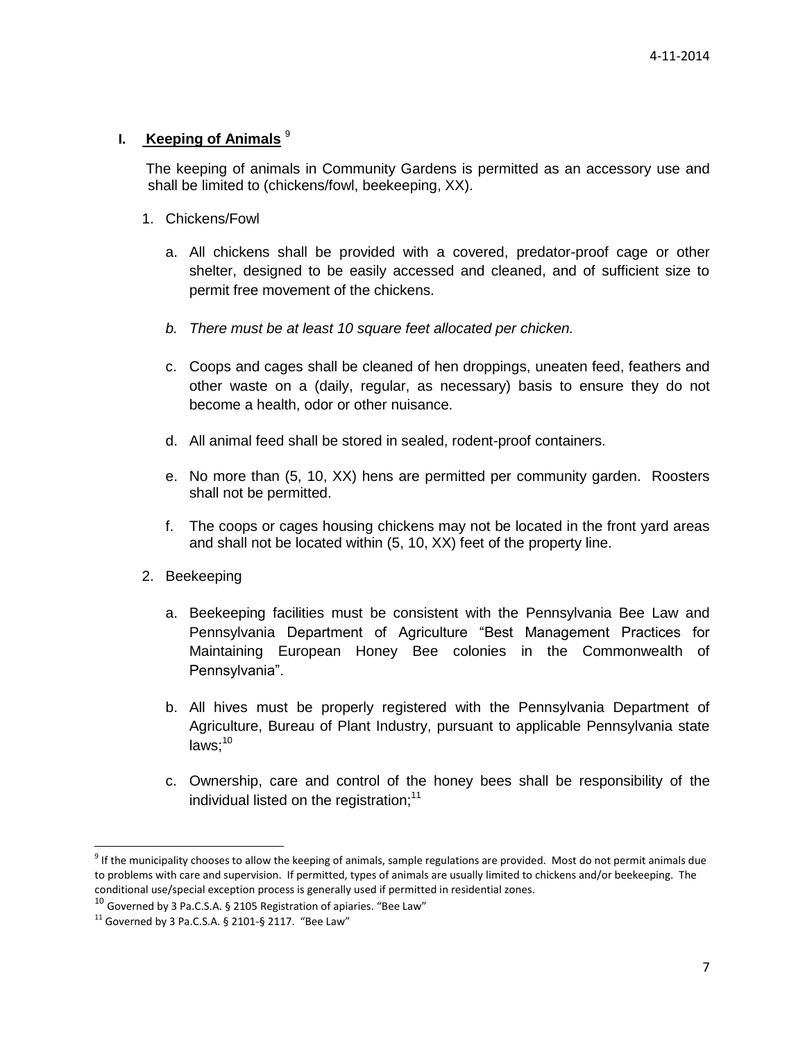**I. Keeping of Animals** [9]

The keeping of animals in Community Gardens is permitted as an accessory use and shall be limited to (chickens/fowl, beekeeping, XX).

1. Chickens/Fowl

   a. All chickens shall be provided with a covered, predator-proof cage or other shelter, designed to be easily accessed and cleaned, and of sufficient size to permit free movement of the chickens.

   *b. There must be at least 10 square feet allocated per chicken.*

   c. Coops and cages shall be cleaned of hen droppings, uneaten feed, feathers and other waste on a (daily, regular, as necessary) basis to ensure they do not become a health, odor or other nuisance.

   d. All animal feed shall be stored in sealed, rodent-proof containers.

   e. No more than (5, 10, XX) hens are permitted per community garden. Roosters shall not be permitted.

   f. The coops or cages housing chickens may not be located in the front yard areas and shall not be located within (5, 10, XX) feet of the property line.

2. Beekeeping

   a. Beekeeping facilities must be consistent with the Pennsylvania Bee Law and Pennsylvania Department of Agriculture "Best Management Practices for Maintaining European Honey Bee colonies in the Commonwealth of Pennsylvania".

   b. All hives must be properly registered with the Pennsylvania Department of Agriculture, Bureau of Plant Industry, pursuant to applicable Pennsylvania state laws;[10]

   c. Ownership, care and control of the honey bees shall be responsibility of the individual listed on the registration;[11]

---

[9] If the municipality chooses to allow the keeping of animals, sample regulations are provided. Most do not permit animals due to problems with care and supervision. If permitted, types of animals are usually limited to chickens and/or beekeeping. The conditional use/special exception process is generally used if permitted in residential zones.

[10] Governed by 3 Pa.C.S.A. § 2105 Registration of apiaries. "Bee Law"

[11] Governed by 3 Pa.C.S.A. § 2101-§ 2117. "Bee Law"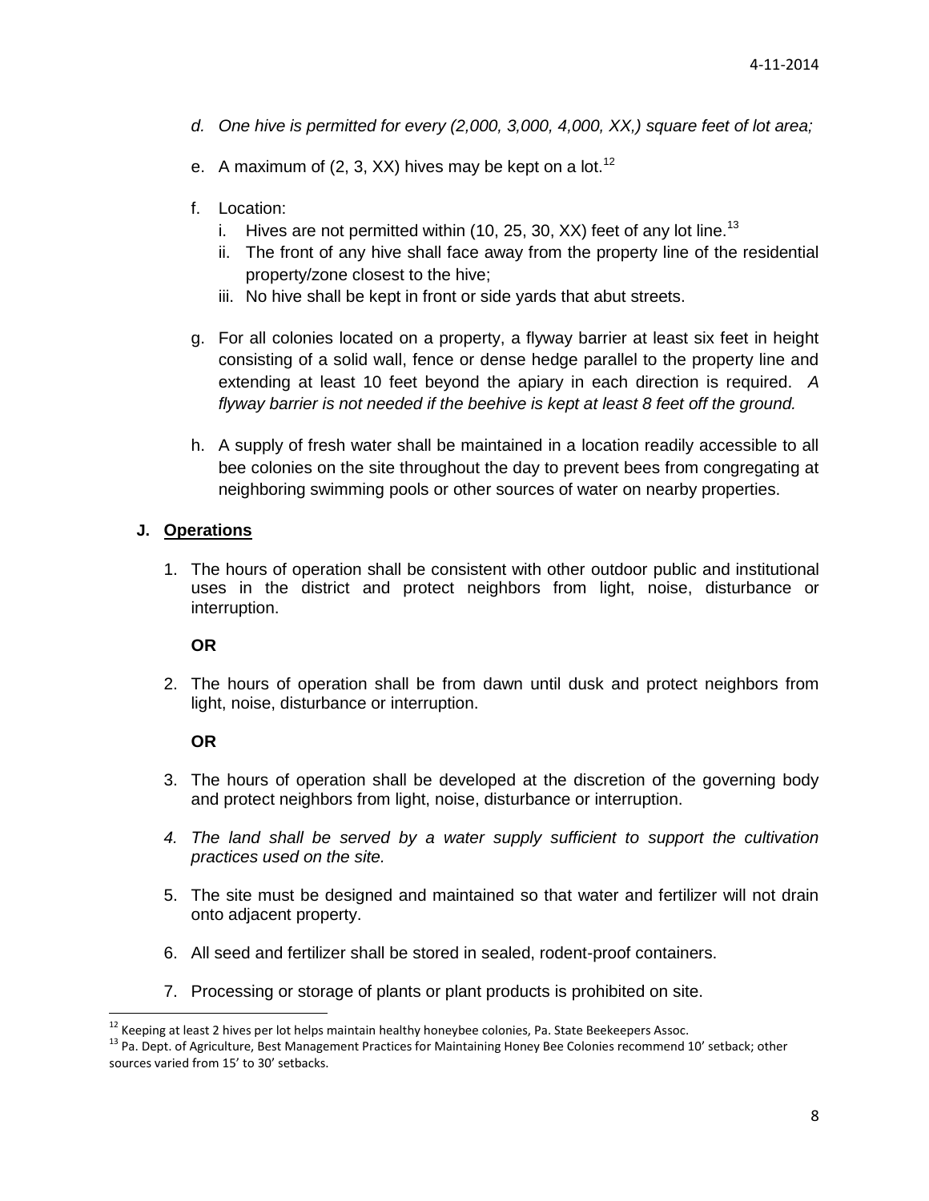d. *One hive is permitted for every (2,000, 3,000, 4,000, XX,) square feet of lot area;*

e. A maximum of (2, 3, XX) hives may be kept on a lot.[12]

f. Location:
   i. Hives are not permitted within (10, 25, 30, XX) feet of any lot line.[13]
   ii. The front of any hive shall face away from the property line of the residential property/zone closest to the hive;
   iii. No hive shall be kept in front or side yards that abut streets.

g. For all colonies located on a property, a flyway barrier at least six feet in height consisting of a solid wall, fence or dense hedge parallel to the property line and extending at least 10 feet beyond the apiary in each direction is required. *A flyway barrier is not needed if the beehive is kept at least 8 feet off the ground.*

h. A supply of fresh water shall be maintained in a location readily accessible to all bee colonies on the site throughout the day to prevent bees from congregating at neighboring swimming pools or other sources of water on nearby properties.

**J. <u>Operations</u>**

1. The hours of operation shall be consistent with other outdoor public and institutional uses in the district and protect neighbors from light, noise, disturbance or interruption.

   **OR**

2. The hours of operation shall be from dawn until dusk and protect neighbors from light, noise, disturbance or interruption.

   **OR**

3. The hours of operation shall be developed at the discretion of the governing body and protect neighbors from light, noise, disturbance or interruption.

4. *The land shall be served by a water supply sufficient to support the cultivation practices used on the site.*

5. The site must be designed and maintained so that water and fertilizer will not drain onto adjacent property.

6. All seed and fertilizer shall be stored in sealed, rodent-proof containers.

7. Processing or storage of plants or plant products is prohibited on site.

---

[12] Keeping at least 2 hives per lot helps maintain healthy honeybee colonies, Pa. State Beekeepers Assoc.

[13] Pa. Dept. of Agriculture, Best Management Practices for Maintaining Honey Bee Colonies recommend 10' setback; other sources varied from 15' to 30' setbacks.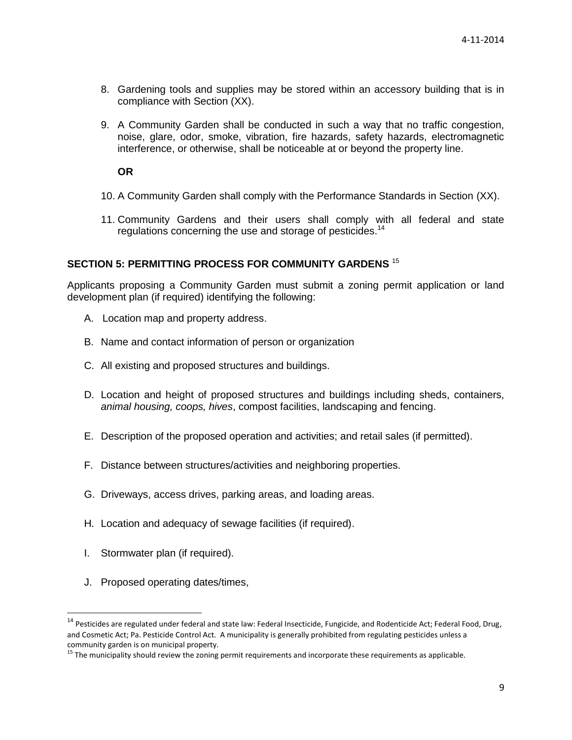8. Gardening tools and supplies may be stored within an accessory building that is in compliance with Section (XX).

9. A Community Garden shall be conducted in such a way that no traffic congestion, noise, glare, odor, smoke, vibration, fire hazards, safety hazards, electromagnetic interference, or otherwise, shall be noticeable at or beyond the property line.

   **OR**

10. A Community Garden shall comply with the Performance Standards in Section (XX).

11. Community Gardens and their users shall comply with all federal and state regulations concerning the use and storage of pesticides.[14]

## SECTION 5: PERMITTING PROCESS FOR COMMUNITY GARDENS [15]

Applicants proposing a Community Garden must submit a zoning permit application or land development plan (if required) identifying the following:

A. Location map and property address.

B. Name and contact information of person or organization

C. All existing and proposed structures and buildings.

D. Location and height of proposed structures and buildings including sheds, containers, *animal housing, coops, hives*, compost facilities, landscaping and fencing.

E. Description of the proposed operation and activities; and retail sales (if permitted).

F. Distance between structures/activities and neighboring properties.

G. Driveways, access drives, parking areas, and loading areas.

H. Location and adequacy of sewage facilities (if required).

I. Stormwater plan (if required).

J. Proposed operating dates/times,

---

[14] Pesticides are regulated under federal and state law: Federal Insecticide, Fungicide, and Rodenticide Act; Federal Food, Drug, and Cosmetic Act; Pa. Pesticide Control Act. A municipality is generally prohibited from regulating pesticides unless a community garden is on municipal property.

[15] The municipality should review the zoning permit requirements and incorporate these requirements as applicable.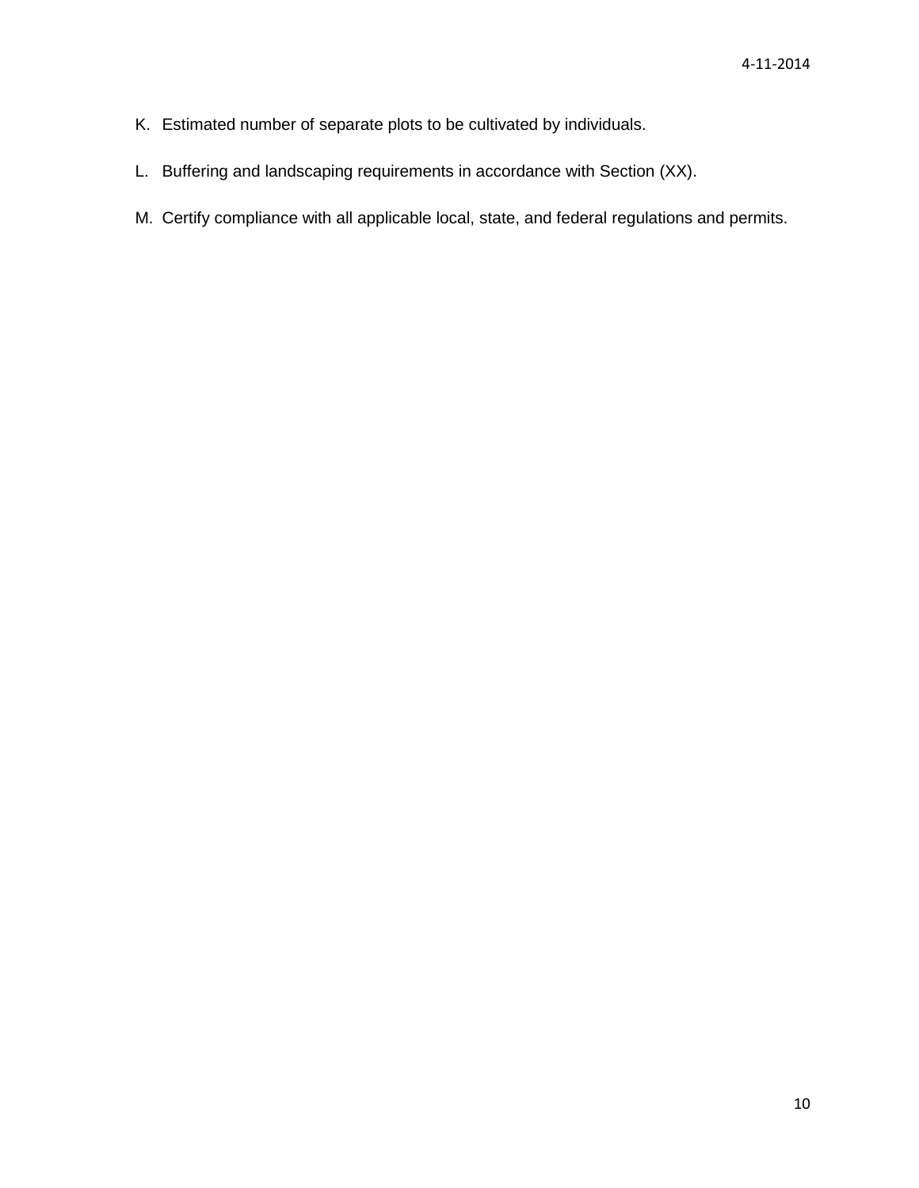K. Estimated number of separate plots to be cultivated by individuals.

L. Buffering and landscaping requirements in accordance with Section (XX).

M. Certify compliance with all applicable local, state, and federal regulations and permits.